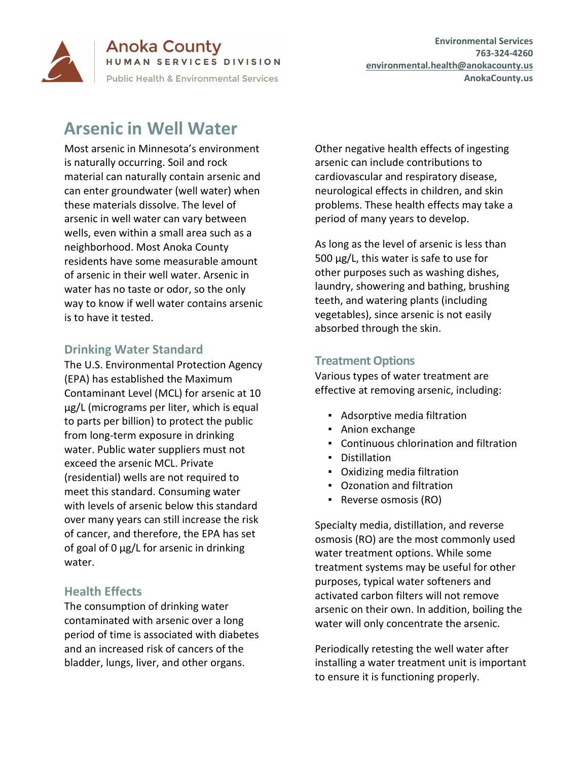Anoka County
HUMAN SERVICES DIVISION
Public Health & Environmental Services

**Environmental Services**
**763-324-4260**
**environmental.health@anokacounty.us**
**AnokaCounty.us**

# Arsenic in Well Water

Most arsenic in Minnesota's environment is naturally occurring. Soil and rock material can naturally contain arsenic and can enter groundwater (well water) when these materials dissolve. The level of arsenic in well water can vary between wells, even within a small area such as a neighborhood. Most Anoka County residents have some measurable amount of arsenic in their well water. Arsenic in water has no taste or odor, so the only way to know if well water contains arsenic is to have it tested.

## Drinking Water Standard

The U.S. Environmental Protection Agency (EPA) has established the Maximum Contaminant Level (MCL) for arsenic at 10 µg/L (micrograms per liter, which is equal to parts per billion) to protect the public from long-term exposure in drinking water. Public water suppliers must not exceed the arsenic MCL. Private (residential) wells are not required to meet this standard. Consuming water with levels of arsenic below this standard over many years can still increase the risk of cancer, and therefore, the EPA has set of goal of 0 µg/L for arsenic in drinking water.

## Health Effects

The consumption of drinking water contaminated with arsenic over a long period of time is associated with diabetes and an increased risk of cancers of the bladder, lungs, liver, and other organs.

Other negative health effects of ingesting arsenic can include contributions to cardiovascular and respiratory disease, neurological effects in children, and skin problems. These health effects may take a period of many years to develop.

As long as the level of arsenic is less than 500 µg/L, this water is safe to use for other purposes such as washing dishes, laundry, showering and bathing, brushing teeth, and watering plants (including vegetables), since arsenic is not easily absorbed through the skin.

## Treatment Options

Various types of water treatment are effective at removing arsenic, including:

- Adsorptive media filtration
- Anion exchange
- Continuous chlorination and filtration
- Distillation
- Oxidizing media filtration
- Ozonation and filtration
- Reverse osmosis (RO)

Specialty media, distillation, and reverse osmosis (RO) are the most commonly used water treatment options. While some treatment systems may be useful for other purposes, typical water softeners and activated carbon filters will not remove arsenic on their own. In addition, boiling the water will only concentrate the arsenic.

Periodically retesting the well water after installing a water treatment unit is important to ensure it is functioning properly.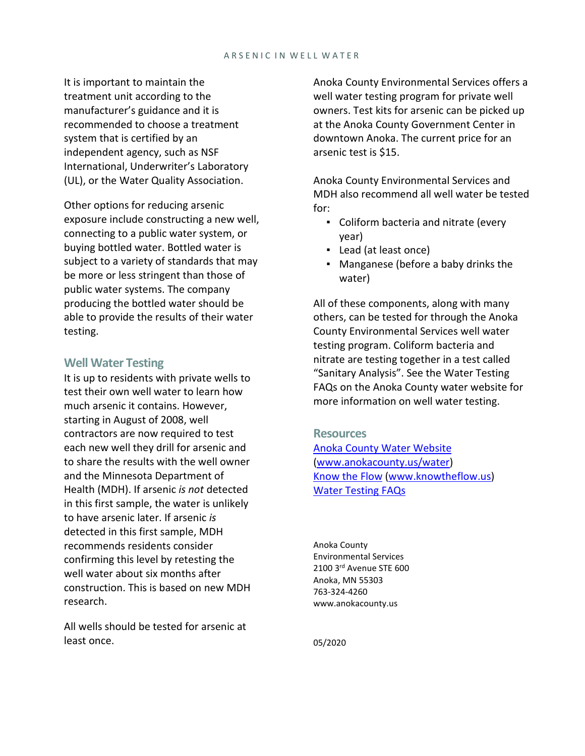It is important to maintain the treatment unit according to the manufacturer's guidance and it is recommended to choose a treatment system that is certified by an independent agency, such as NSF International, Underwriter's Laboratory (UL), or the Water Quality Association.

Other options for reducing arsenic exposure include constructing a new well, connecting to a public water system, or buying bottled water. Bottled water is subject to a variety of standards that may be more or less stringent than those of public water systems. The company producing the bottled water should be able to provide the results of their water testing.

## Well Water Testing

It is up to residents with private wells to test their own well water to learn how much arsenic it contains. However, starting in August of 2008, well contractors are now required to test each new well they drill for arsenic and to share the results with the well owner and the Minnesota Department of Health (MDH). If arsenic *is not* detected in this first sample, the water is unlikely to have arsenic later. If arsenic *is* detected in this first sample, MDH recommends residents consider confirming this level by retesting the well water about six months after construction. This is based on new MDH research.

All wells should be tested for arsenic at least once.

Anoka County Environmental Services offers a well water testing program for private well owners. Test kits for arsenic can be picked up at the Anoka County Government Center in downtown Anoka. The current price for an arsenic test is $15.

Anoka County Environmental Services and MDH also recommend all well water be tested for:

- Coliform bacteria and nitrate (every year)
- Lead (at least once)
- Manganese (before a baby drinks the water)

All of these components, along with many others, can be tested for through the Anoka County Environmental Services well water testing program. Coliform bacteria and nitrate are testing together in a test called "Sanitary Analysis". See the Water Testing FAQs on the Anoka County water website for more information on well water testing.

## Resources

[Anoka County Water Website](www.anokacounty.us/water) ([www.anokacounty.us/water](www.anokacounty.us/water))
[Know the Flow](www.knowtheflow.us) ([www.knowtheflow.us](www.knowtheflow.us))
Water Testing FAQs

Anoka County
Environmental Services
2100 3rd Avenue STE 600
Anoka, MN 55303
763-324-4260
www.anokacounty.us

05/2020